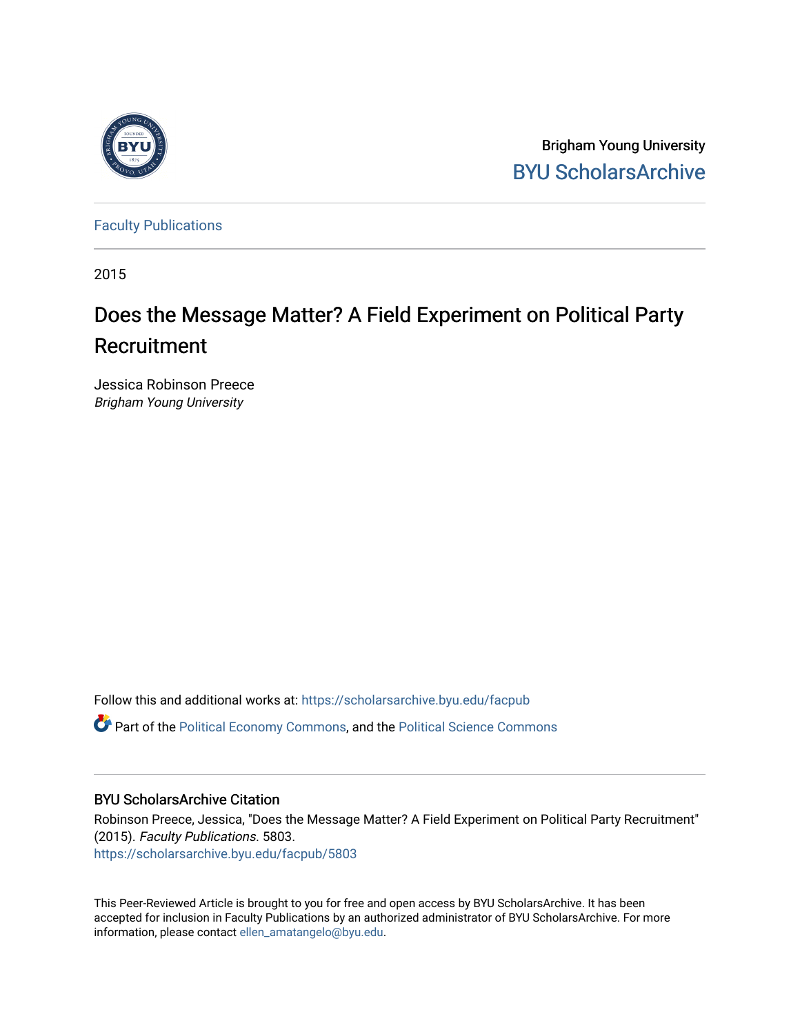Brigham Young University

BYU ScholarsArchive

Faculty Publications

2015

# Does the Message Matter? A Field Experiment on Political Party Recruitment

Jessica Robinson Preece

*Brigham Young University*

Follow this and additional works at: https://scholarsarchive.byu.edu/facpub

Part of the Political Economy Commons, and the Political Science Commons

## BYU ScholarsArchive Citation

Robinson Preece, Jessica, "Does the Message Matter? A Field Experiment on Political Party Recruitment" (2015). *Faculty Publications.* 5803.
https://scholarsarchive.byu.edu/facpub/5803

This Peer-Reviewed Article is brought to you for free and open access by BYU ScholarsArchive. It has been accepted for inclusion in Faculty Publications by an authorized administrator of BYU ScholarsArchive. For more information, please contact ellen_amatangelo@byu.edu.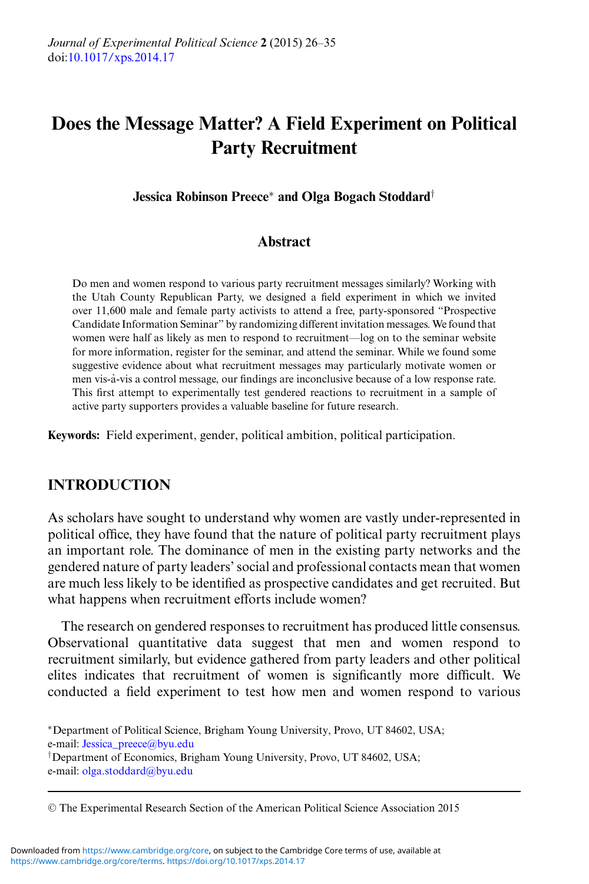Journal of Experimental Political Science 2 (2015) 26–35
doi:10.1017/xps.2014.17

# Does the Message Matter? A Field Experiment on Political Party Recruitment

**Jessica Robinson Preece*** **and Olga Bogach Stoddard**†

## Abstract

Do men and women respond to various party recruitment messages similarly? Working with the Utah County Republican Party, we designed a field experiment in which we invited over 11,600 male and female party activists to attend a free, party-sponsored "Prospective Candidate Information Seminar" by randomizing different invitation messages. We found that women were half as likely as men to respond to recruitment—log on to the seminar website for more information, register for the seminar, and attend the seminar. While we found some suggestive evidence about what recruitment messages may particularly motivate women or men vis-à-vis a control message, our findings are inconclusive because of a low response rate. This first attempt to experimentally test gendered reactions to recruitment in a sample of active party supporters provides a valuable baseline for future research.

**Keywords:** Field experiment, gender, political ambition, political participation.

## INTRODUCTION

As scholars have sought to understand why women are vastly under-represented in political office, they have found that the nature of political party recruitment plays an important role. The dominance of men in the existing party networks and the gendered nature of party leaders' social and professional contacts mean that women are much less likely to be identified as prospective candidates and get recruited. But what happens when recruitment efforts include women?

The research on gendered responses to recruitment has produced little consensus. Observational quantitative data suggest that men and women respond to recruitment similarly, but evidence gathered from party leaders and other political elites indicates that recruitment of women is significantly more difficult. We conducted a field experiment to test how men and women respond to various

*Department of Political Science, Brigham Young University, Provo, UT 84602, USA; e-mail: Jessica_preece@byu.edu

†Department of Economics, Brigham Young University, Provo, UT 84602, USA; e-mail: olga.stoddard@byu.edu

© The Experimental Research Section of the American Political Science Association 2015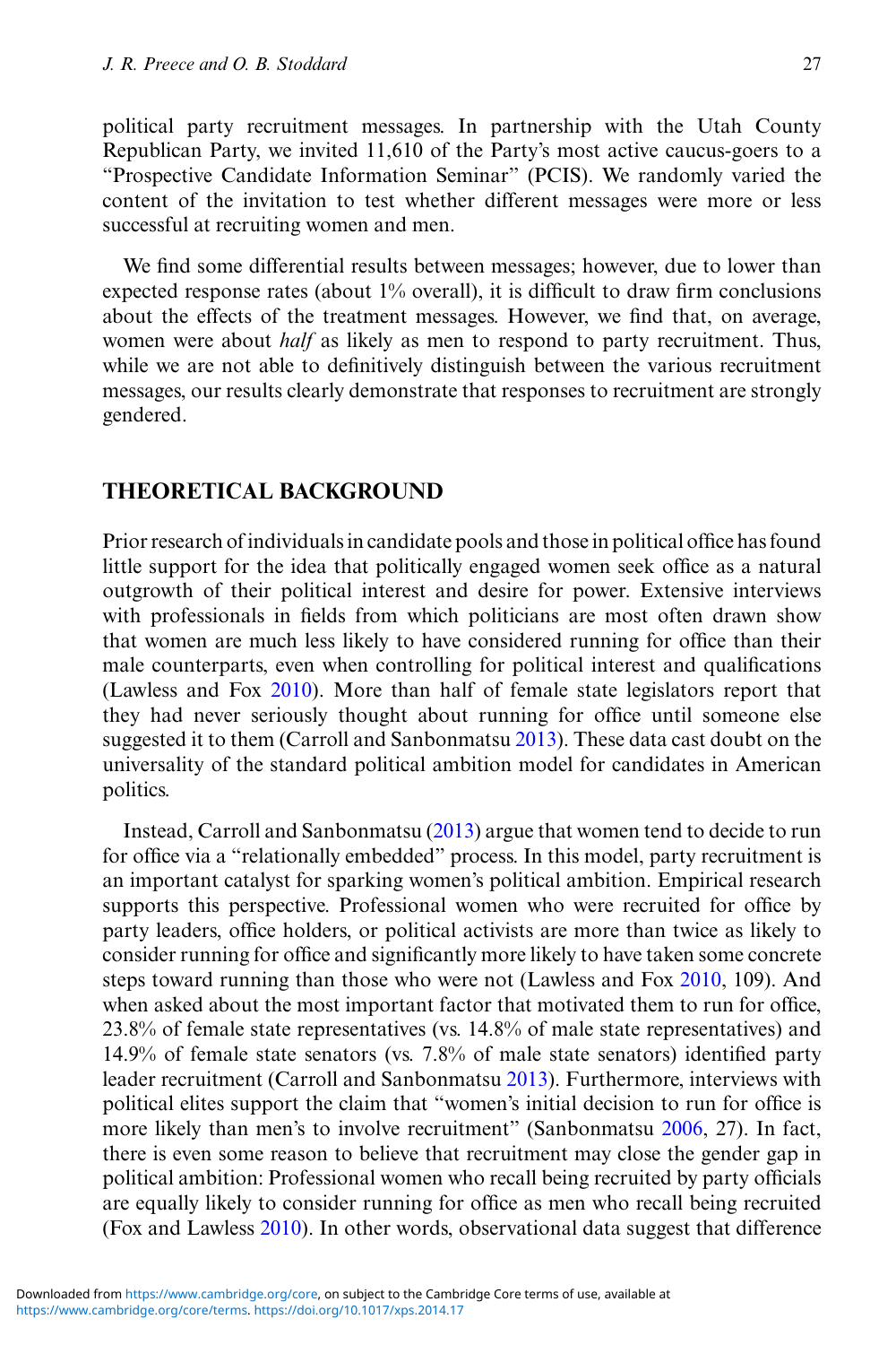political party recruitment messages. In partnership with the Utah County Republican Party, we invited 11,610 of the Party's most active caucus-goers to a "Prospective Candidate Information Seminar" (PCIS). We randomly varied the content of the invitation to test whether different messages were more or less successful at recruiting women and men.

We find some differential results between messages; however, due to lower than expected response rates (about 1% overall), it is difficult to draw firm conclusions about the effects of the treatment messages. However, we find that, on average, women were about *half* as likely as men to respond to party recruitment. Thus, while we are not able to definitively distinguish between the various recruitment messages, our results clearly demonstrate that responses to recruitment are strongly gendered.

## THEORETICAL BACKGROUND

Prior research of individuals in candidate pools and those in political office has found little support for the idea that politically engaged women seek office as a natural outgrowth of their political interest and desire for power. Extensive interviews with professionals in fields from which politicians are most often drawn show that women are much less likely to have considered running for office than their male counterparts, even when controlling for political interest and qualifications (Lawless and Fox 2010). More than half of female state legislators report that they had never seriously thought about running for office until someone else suggested it to them (Carroll and Sanbonmatsu 2013). These data cast doubt on the universality of the standard political ambition model for candidates in American politics.

Instead, Carroll and Sanbonmatsu (2013) argue that women tend to decide to run for office via a "relationally embedded" process. In this model, party recruitment is an important catalyst for sparking women's political ambition. Empirical research supports this perspective. Professional women who were recruited for office by party leaders, office holders, or political activists are more than twice as likely to consider running for office and significantly more likely to have taken some concrete steps toward running than those who were not (Lawless and Fox 2010, 109). And when asked about the most important factor that motivated them to run for office, 23.8% of female state representatives (vs. 14.8% of male state representatives) and 14.9% of female state senators (vs. 7.8% of male state senators) identified party leader recruitment (Carroll and Sanbonmatsu 2013). Furthermore, interviews with political elites support the claim that "women's initial decision to run for office is more likely than men's to involve recruitment" (Sanbonmatsu 2006, 27). In fact, there is even some reason to believe that recruitment may close the gender gap in political ambition: Professional women who recall being recruited by party officials are equally likely to consider running for office as men who recall being recruited (Fox and Lawless 2010). In other words, observational data suggest that difference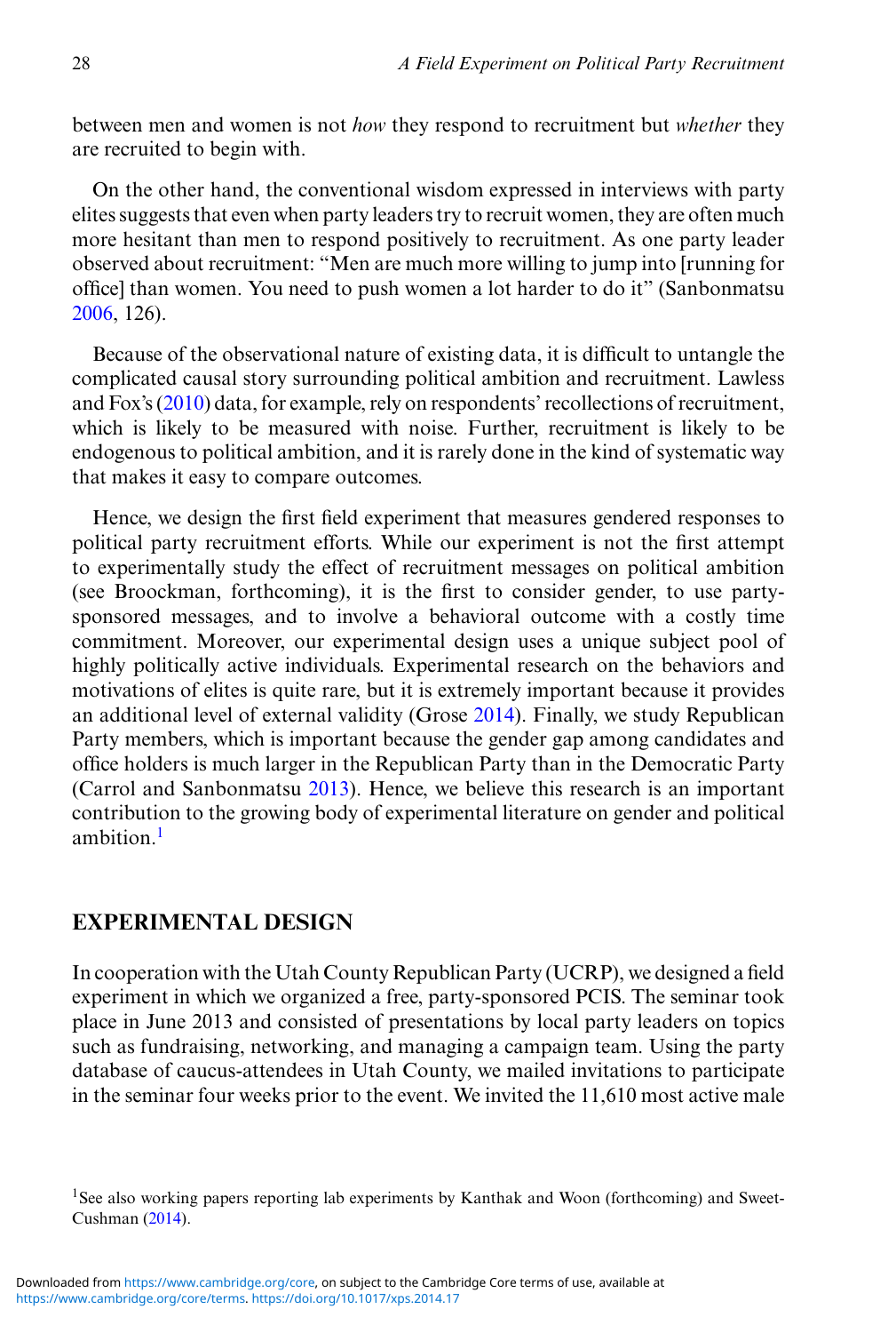between men and women is not *how* they respond to recruitment but *whether* they are recruited to begin with.

On the other hand, the conventional wisdom expressed in interviews with party elites suggests that even when party leaders try to recruit women, they are often much more hesitant than men to respond positively to recruitment. As one party leader observed about recruitment: "Men are much more willing to jump into [running for office] than women. You need to push women a lot harder to do it" (Sanbonmatsu 2006, 126).

Because of the observational nature of existing data, it is difficult to untangle the complicated causal story surrounding political ambition and recruitment. Lawless and Fox's (2010) data, for example, rely on respondents' recollections of recruitment, which is likely to be measured with noise. Further, recruitment is likely to be endogenous to political ambition, and it is rarely done in the kind of systematic way that makes it easy to compare outcomes.

Hence, we design the first field experiment that measures gendered responses to political party recruitment efforts. While our experiment is not the first attempt to experimentally study the effect of recruitment messages on political ambition (see Broockman, forthcoming), it is the first to consider gender, to use party-sponsored messages, and to involve a behavioral outcome with a costly time commitment. Moreover, our experimental design uses a unique subject pool of highly politically active individuals. Experimental research on the behaviors and motivations of elites is quite rare, but it is extremely important because it provides an additional level of external validity (Grose 2014). Finally, we study Republican Party members, which is important because the gender gap among candidates and office holders is much larger in the Republican Party than in the Democratic Party (Carrol and Sanbonmatsu 2013). Hence, we believe this research is an important contribution to the growing body of experimental literature on gender and political ambition.[1]

## EXPERIMENTAL DESIGN

In cooperation with the Utah County Republican Party (UCRP), we designed a field experiment in which we organized a free, party-sponsored PCIS. The seminar took place in June 2013 and consisted of presentations by local party leaders on topics such as fundraising, networking, and managing a campaign team. Using the party database of caucus-attendees in Utah County, we mailed invitations to participate in the seminar four weeks prior to the event. We invited the 11,610 most active male

[1]See also working papers reporting lab experiments by Kanthak and Woon (forthcoming) and Sweet-Cushman (2014).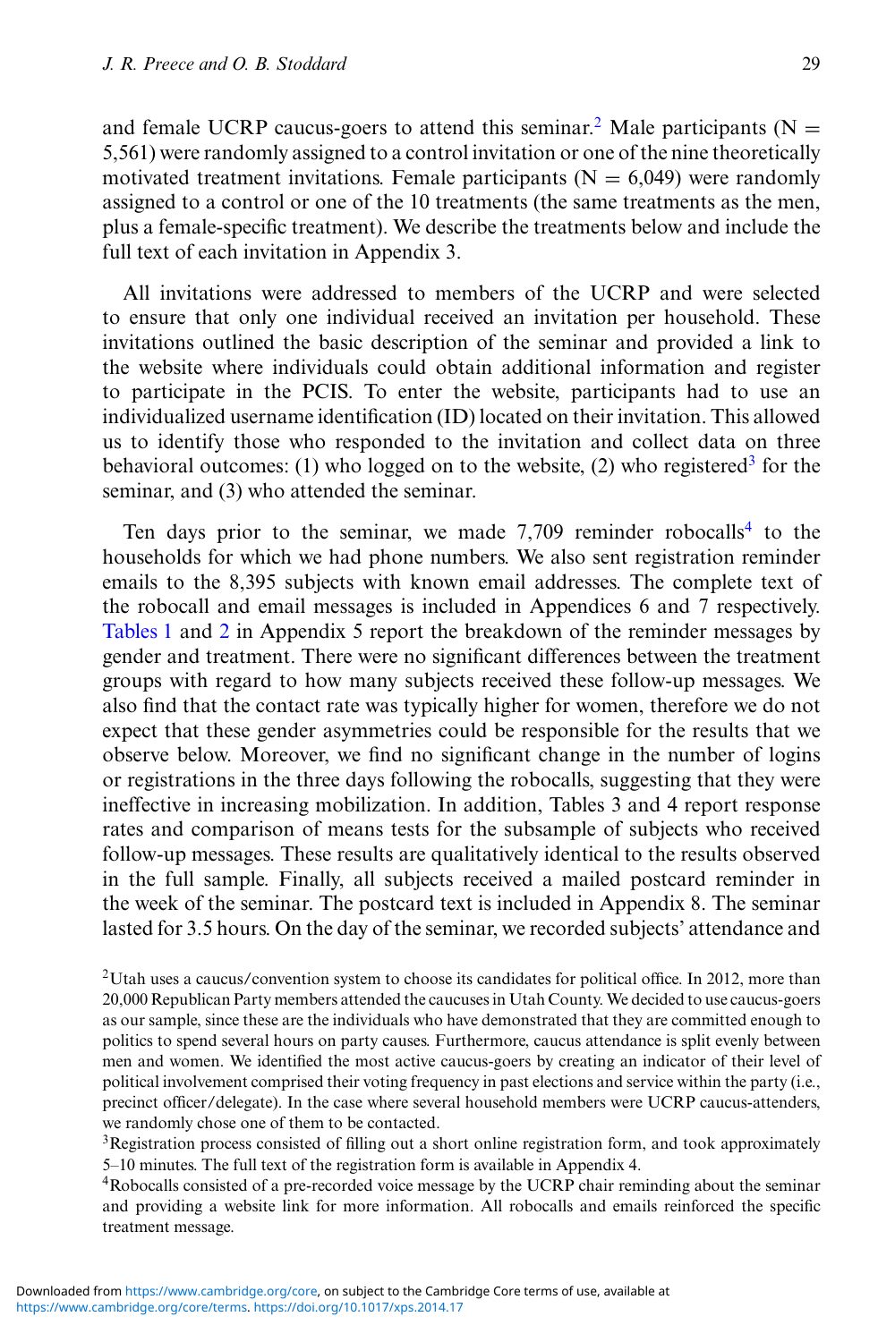and female UCRP caucus-goers to attend this seminar.[2] Male participants (N = 5,561) were randomly assigned to a control invitation or one of the nine theoretically motivated treatment invitations. Female participants (N = 6,049) were randomly assigned to a control or one of the 10 treatments (the same treatments as the men, plus a female-specific treatment). We describe the treatments below and include the full text of each invitation in Appendix 3.

All invitations were addressed to members of the UCRP and were selected to ensure that only one individual received an invitation per household. These invitations outlined the basic description of the seminar and provided a link to the website where individuals could obtain additional information and register to participate in the PCIS. To enter the website, participants had to use an individualized username identification (ID) located on their invitation. This allowed us to identify those who responded to the invitation and collect data on three behavioral outcomes: (1) who logged on to the website, (2) who registered[3] for the seminar, and (3) who attended the seminar.

Ten days prior to the seminar, we made 7,709 reminder robocalls[4] to the households for which we had phone numbers. We also sent registration reminder emails to the 8,395 subjects with known email addresses. The complete text of the robocall and email messages is included in Appendices 6 and 7 respectively. Tables 1 and 2 in Appendix 5 report the breakdown of the reminder messages by gender and treatment. There were no significant differences between the treatment groups with regard to how many subjects received these follow-up messages. We also find that the contact rate was typically higher for women, therefore we do not expect that these gender asymmetries could be responsible for the results that we observe below. Moreover, we find no significant change in the number of logins or registrations in the three days following the robocalls, suggesting that they were ineffective in increasing mobilization. In addition, Tables 3 and 4 report response rates and comparison of means tests for the subsample of subjects who received follow-up messages. These results are qualitatively identical to the results observed in the full sample. Finally, all subjects received a mailed postcard reminder in the week of the seminar. The postcard text is included in Appendix 8. The seminar lasted for 3.5 hours. On the day of the seminar, we recorded subjects' attendance and

[2]Utah uses a caucus/convention system to choose its candidates for political office. In 2012, more than 20,000 Republican Party members attended the caucuses in Utah County. We decided to use caucus-goers as our sample, since these are the individuals who have demonstrated that they are committed enough to politics to spend several hours on party causes. Furthermore, caucus attendance is split evenly between men and women. We identified the most active caucus-goers by creating an indicator of their level of political involvement comprised their voting frequency in past elections and service within the party (i.e., precinct officer/delegate). In the case where several household members were UCRP caucus-attenders, we randomly chose one of them to be contacted.

[3]Registration process consisted of filling out a short online registration form, and took approximately 5–10 minutes. The full text of the registration form is available in Appendix 4.

[4]Robocalls consisted of a pre-recorded voice message by the UCRP chair reminding about the seminar and providing a website link for more information. All robocalls and emails reinforced the specific treatment message.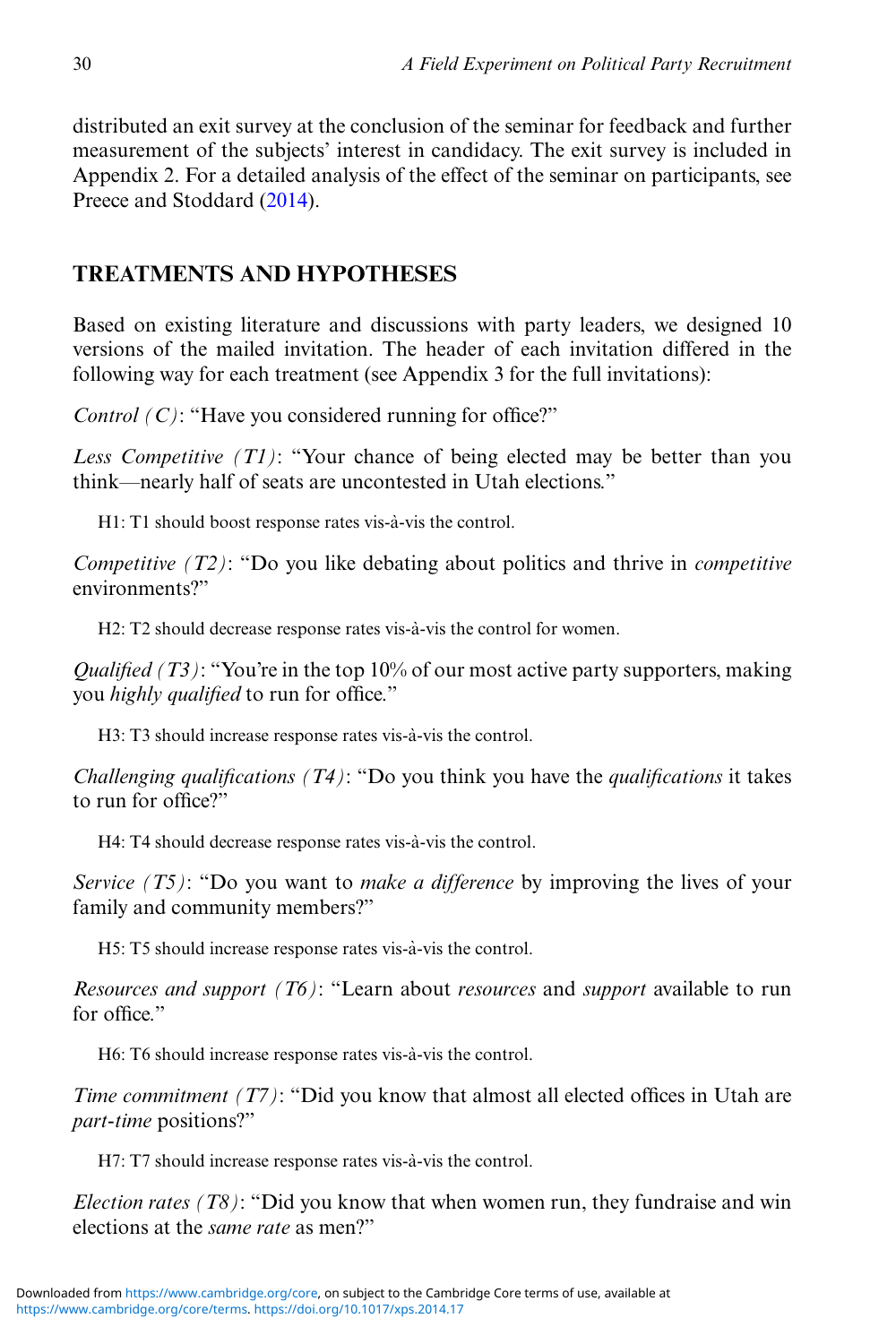distributed an exit survey at the conclusion of the seminar for feedback and further measurement of the subjects' interest in candidacy. The exit survey is included in Appendix 2. For a detailed analysis of the effect of the seminar on participants, see Preece and Stoddard (2014).

## TREATMENTS AND HYPOTHESES

Based on existing literature and discussions with party leaders, we designed 10 versions of the mailed invitation. The header of each invitation differed in the following way for each treatment (see Appendix 3 for the full invitations):

*Control (C)*: "Have you considered running for office?"

*Less Competitive (T1)*: "Your chance of being elected may be better than you think—nearly half of seats are uncontested in Utah elections."

H1: T1 should boost response rates vis-à-vis the control.

*Competitive (T2)*: "Do you like debating about politics and thrive in *competitive* environments?"

H2: T2 should decrease response rates vis-à-vis the control for women.

*Qualified (T3)*: "You're in the top 10% of our most active party supporters, making you *highly qualified* to run for office."

H3: T3 should increase response rates vis-à-vis the control.

*Challenging qualifications (T4)*: "Do you think you have the *qualifications* it takes to run for office?"

H4: T4 should decrease response rates vis-à-vis the control.

*Service (T5)*: "Do you want to *make a difference* by improving the lives of your family and community members?"

H5: T5 should increase response rates vis-à-vis the control.

*Resources and support (T6)*: "Learn about *resources* and *support* available to run for office."

H6: T6 should increase response rates vis-à-vis the control.

*Time commitment (T7)*: "Did you know that almost all elected offices in Utah are *part-time* positions?"

H7: T7 should increase response rates vis-à-vis the control.

*Election rates (T8)*: "Did you know that when women run, they fundraise and win elections at the *same rate* as men?"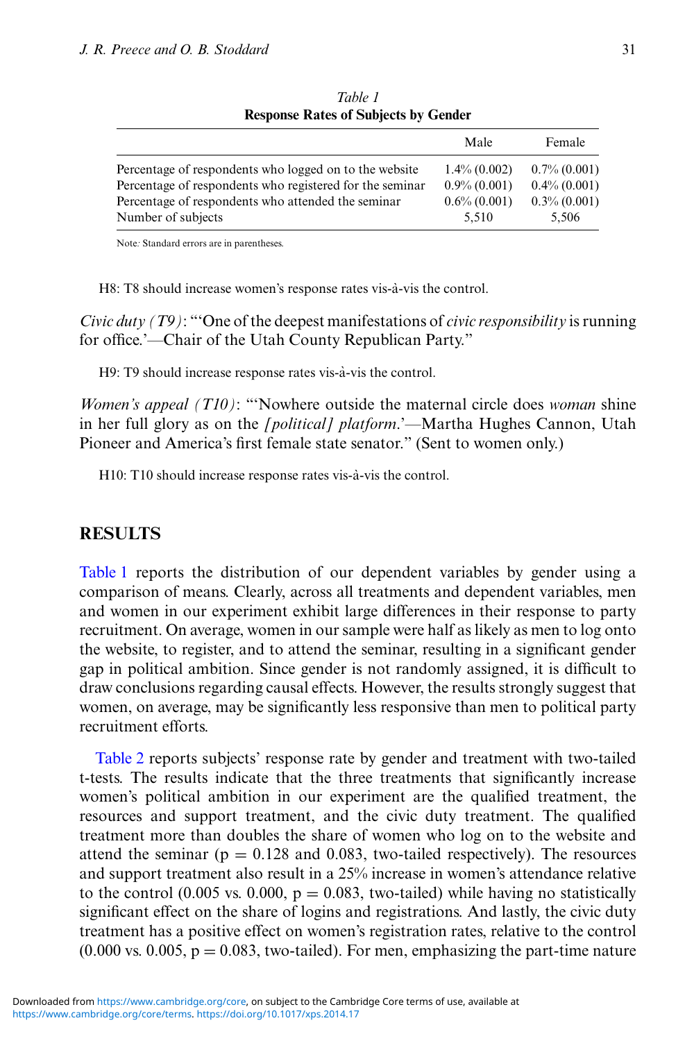*Table 1*
**Response Rates of Subjects by Gender**

| | Male | Female |
|---|---|---|
| Percentage of respondents who logged on to the website | 1.4% (0.002) | 0.7% (0.001) |
| Percentage of respondents who registered for the seminar | 0.9% (0.001) | 0.4% (0.001) |
| Percentage of respondents who attended the seminar | 0.6% (0.001) | 0.3% (0.001) |
| Number of subjects | 5,510 | 5,506 |

Note: Standard errors are in parentheses.

H8: T8 should increase women's response rates vis-à-vis the control.

*Civic duty (T9)*: "'One of the deepest manifestations of *civic responsibility* is running for office.'—Chair of the Utah County Republican Party."

H9: T9 should increase response rates vis-à-vis the control.

*Women's appeal (T10)*: "'Nowhere outside the maternal circle does *woman* shine in her full glory as on the *[political] platform*.'—Martha Hughes Cannon, Utah Pioneer and America's first female state senator." (Sent to women only.)

H10: T10 should increase response rates vis-à-vis the control.

## RESULTS

Table 1 reports the distribution of our dependent variables by gender using a comparison of means. Clearly, across all treatments and dependent variables, men and women in our experiment exhibit large differences in their response to party recruitment. On average, women in our sample were half as likely as men to log onto the website, to register, and to attend the seminar, resulting in a significant gender gap in political ambition. Since gender is not randomly assigned, it is difficult to draw conclusions regarding causal effects. However, the results strongly suggest that women, on average, may be significantly less responsive than men to political party recruitment efforts.

Table 2 reports subjects' response rate by gender and treatment with two-tailed t-tests. The results indicate that the three treatments that significantly increase women's political ambition in our experiment are the qualified treatment, the resources and support treatment, and the civic duty treatment. The qualified treatment more than doubles the share of women who log on to the website and attend the seminar ($p = 0.128$ and $0.083$, two-tailed respectively). The resources and support treatment also result in a 25% increase in women's attendance relative to the control (0.005 vs. 0.000, $p = 0.083$, two-tailed) while having no statistically significant effect on the share of logins and registrations. And lastly, the civic duty treatment has a positive effect on women's registration rates, relative to the control (0.000 vs. 0.005, $p = 0.083$, two-tailed). For men, emphasizing the part-time nature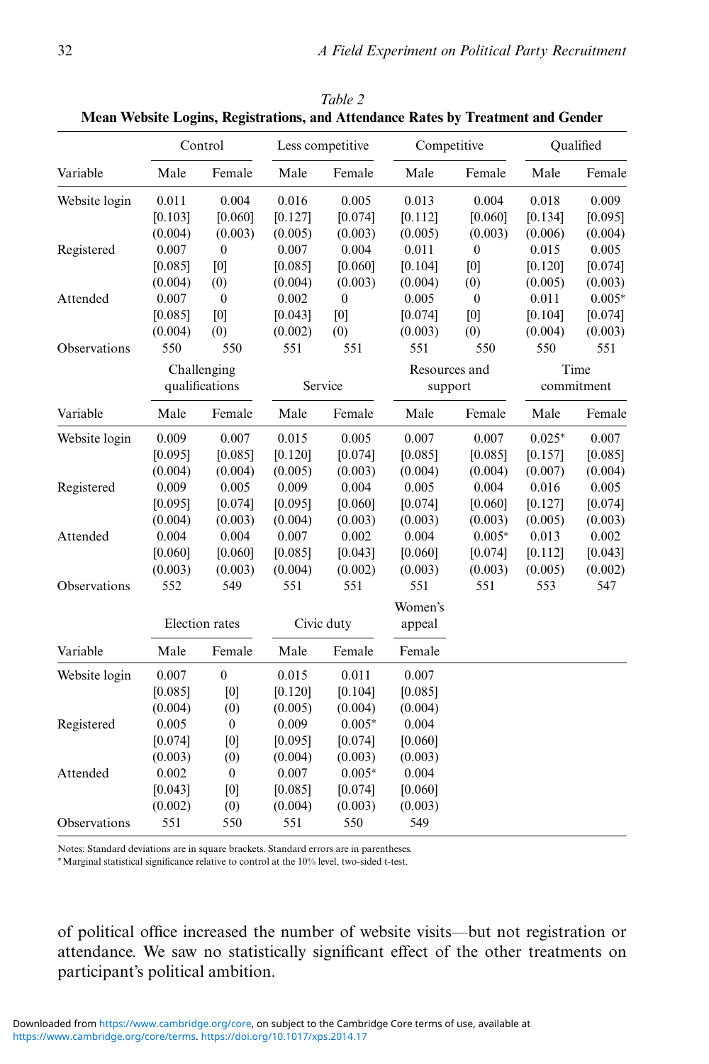*Table 2*

**Mean Website Logins, Registrations, and Attendance Rates by Treatment and Gender**

| | Control | | Less competitive | | Competitive | | Qualified | |
|---|---|---|---|---|---|---|---|---|
| Variable | Male | Female | Male | Female | Male | Female | Male | Female |
| Website login | 0.011 | 0.004 | 0.016 | 0.005 | 0.013 | 0.004 | 0.018 | 0.009 |
| | [0.103] | [0.060] | [0.127] | [0.074] | [0.112] | [0.060] | [0.134] | [0.095] |
| | (0.004) | (0.003) | (0.005) | (0.003) | (0.005) | (0.003) | (0.006) | (0.004) |
| Registered | 0.007 | 0 | 0.007 | 0.004 | 0.011 | 0 | 0.015 | 0.005 |
| | [0.085] | [0] | [0.085] | [0.060] | [0.104] | [0] | [0.120] | [0.074] |
| | (0.004) | (0) | (0.004) | (0.003) | (0.004) | (0) | (0.005) | (0.003) |
| Attended | 0.007 | 0 | 0.002 | 0 | 0.005 | 0 | 0.011 | 0.005* |
| | [0.085] | [0] | [0.043] | [0] | [0.074] | [0] | [0.104] | [0.074] |
| | (0.004) | (0) | (0.002) | (0) | (0.003) | (0) | (0.004) | (0.003) |
| Observations | 550 | 550 | 551 | 551 | 551 | 550 | 550 | 551 |
| | Challenging qualifications | | Service | | Resources and support | | Time commitment | |
| Variable | Male | Female | Male | Female | Male | Female | Male | Female |
| Website login | 0.009 | 0.007 | 0.015 | 0.005 | 0.007 | 0.007 | 0.025* | 0.007 |
| | [0.095] | [0.085] | [0.120] | [0.074] | [0.085] | [0.085] | [0.157] | [0.085] |
| | (0.004) | (0.004) | (0.005) | (0.003) | (0.004) | (0.004) | (0.007) | (0.004) |
| Registered | 0.009 | 0.005 | 0.009 | 0.004 | 0.005 | 0.004 | 0.016 | 0.005 |
| | [0.095] | [0.074] | [0.095] | [0.060] | [0.074] | [0.060] | [0.127] | [0.074] |
| | (0.004) | (0.003) | (0.004) | (0.003) | (0.003) | (0.003) | (0.005) | (0.003) |
| Attended | 0.004 | 0.004 | 0.007 | 0.002 | 0.004 | 0.005* | 0.013 | 0.002 |
| | [0.060] | [0.060] | [0.085] | [0.043] | [0.060] | [0.074] | [0.112] | [0.043] |
| | (0.003) | (0.003) | (0.004) | (0.002) | (0.003) | (0.003) | (0.005) | (0.002) |
| Observations | 552 | 549 | 551 | 551 | 551 | 551 | 553 | 547 |
| | Election rates | | Civic duty | | Women's appeal | | | |
| Variable | Male | Female | Male | Female | Female | | | |
| Website login | 0.007 | 0 | 0.015 | 0.011 | 0.007 | | | |
| | [0.085] | [0] | [0.120] | [0.104] | [0.085] | | | |
| | (0.004) | (0) | (0.005) | (0.004) | (0.004) | | | |
| Registered | 0.005 | 0 | 0.009 | 0.005* | 0.004 | | | |
| | [0.074] | [0] | [0.095] | [0.074] | [0.060] | | | |
| | (0.003) | (0) | (0.004) | (0.003) | (0.003) | | | |
| Attended | 0.002 | 0 | 0.007 | 0.005* | 0.004 | | | |
| | [0.043] | [0] | [0.085] | [0.074] | [0.060] | | | |
| | (0.002) | (0) | (0.004) | (0.003) | (0.003) | | | |
| Observations | 551 | 550 | 551 | 550 | 549 | | | |

Notes: Standard deviations are in square brackets. Standard errors are in parentheses.
*Marginal statistical significance relative to control at the 10% level, two-sided t-test.

of political office increased the number of website visits—but not registration or attendance. We saw no statistically significant effect of the other treatments on participant's political ambition.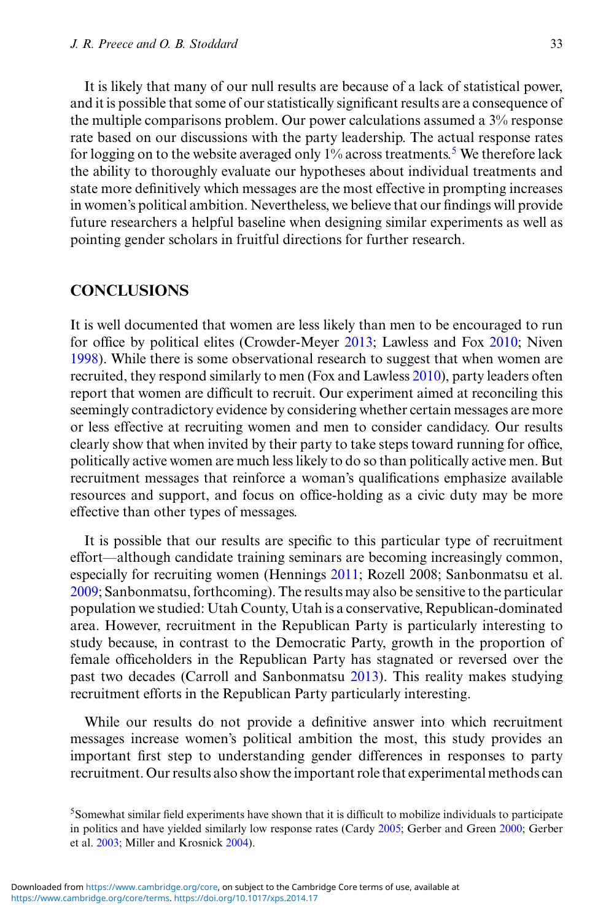It is likely that many of our null results are because of a lack of statistical power, and it is possible that some of our statistically significant results are a consequence of the multiple comparisons problem. Our power calculations assumed a 3% response rate based on our discussions with the party leadership. The actual response rates for logging on to the website averaged only 1% across treatments.[5] We therefore lack the ability to thoroughly evaluate our hypotheses about individual treatments and state more definitively which messages are the most effective in prompting increases in women's political ambition. Nevertheless, we believe that our findings will provide future researchers a helpful baseline when designing similar experiments as well as pointing gender scholars in fruitful directions for further research.

## CONCLUSIONS

It is well documented that women are less likely than men to be encouraged to run for office by political elites (Crowder-Meyer 2013; Lawless and Fox 2010; Niven 1998). While there is some observational research to suggest that when women are recruited, they respond similarly to men (Fox and Lawless 2010), party leaders often report that women are difficult to recruit. Our experiment aimed at reconciling this seemingly contradictory evidence by considering whether certain messages are more or less effective at recruiting women and men to consider candidacy. Our results clearly show that when invited by their party to take steps toward running for office, politically active women are much less likely to do so than politically active men. But recruitment messages that reinforce a woman's qualifications emphasize available resources and support, and focus on office-holding as a civic duty may be more effective than other types of messages.

It is possible that our results are specific to this particular type of recruitment effort—although candidate training seminars are becoming increasingly common, especially for recruiting women (Hennings 2011; Rozell 2008; Sanbonmatsu et al. 2009; Sanbonmatsu, forthcoming). The results may also be sensitive to the particular population we studied: Utah County, Utah is a conservative, Republican-dominated area. However, recruitment in the Republican Party is particularly interesting to study because, in contrast to the Democratic Party, growth in the proportion of female officeholders in the Republican Party has stagnated or reversed over the past two decades (Carroll and Sanbonmatsu 2013). This reality makes studying recruitment efforts in the Republican Party particularly interesting.

While our results do not provide a definitive answer into which recruitment messages increase women's political ambition the most, this study provides an important first step to understanding gender differences in responses to party recruitment. Our results also show the important role that experimental methods can

[5] Somewhat similar field experiments have shown that it is difficult to mobilize individuals to participate in politics and have yielded similarly low response rates (Cardy 2005; Gerber and Green 2000; Gerber et al. 2003; Miller and Krosnick 2004).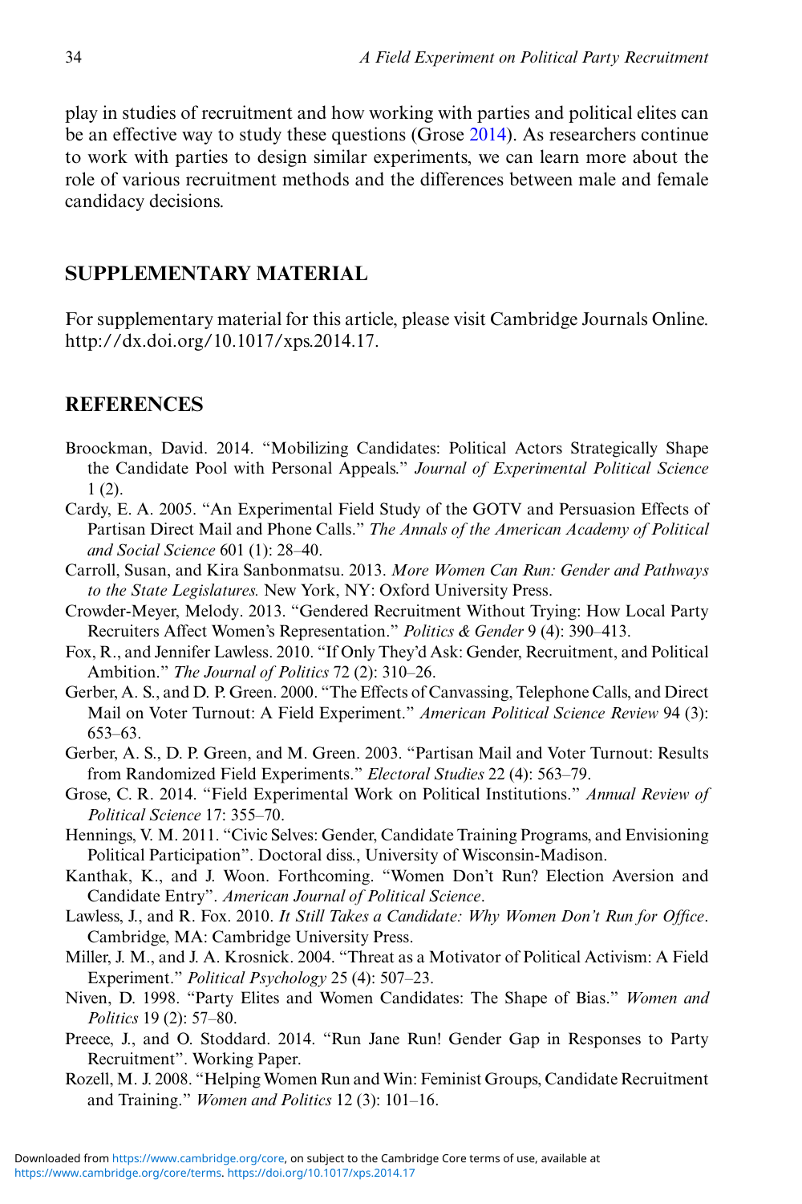play in studies of recruitment and how working with parties and political elites can be an effective way to study these questions (Grose 2014). As researchers continue to work with parties to design similar experiments, we can learn more about the role of various recruitment methods and the differences between male and female candidacy decisions.

## SUPPLEMENTARY MATERIAL

For supplementary material for this article, please visit Cambridge Journals Online. http://dx.doi.org/10.1017/xps.2014.17.

## REFERENCES

Broockman, David. 2014. "Mobilizing Candidates: Political Actors Strategically Shape the Candidate Pool with Personal Appeals." *Journal of Experimental Political Science* 1 (2).

Cardy, E. A. 2005. "An Experimental Field Study of the GOTV and Persuasion Effects of Partisan Direct Mail and Phone Calls." *The Annals of the American Academy of Political and Social Science* 601 (1): 28–40.

Carroll, Susan, and Kira Sanbonmatsu. 2013. *More Women Can Run: Gender and Pathways to the State Legislatures.* New York, NY: Oxford University Press.

Crowder-Meyer, Melody. 2013. "Gendered Recruitment Without Trying: How Local Party Recruiters Affect Women's Representation." *Politics & Gender* 9 (4): 390–413.

Fox, R., and Jennifer Lawless. 2010. "If Only They'd Ask: Gender, Recruitment, and Political Ambition." *The Journal of Politics* 72 (2): 310–26.

Gerber, A. S., and D. P. Green. 2000. "The Effects of Canvassing, Telephone Calls, and Direct Mail on Voter Turnout: A Field Experiment." *American Political Science Review* 94 (3): 653–63.

Gerber, A. S., D. P. Green, and M. Green. 2003. "Partisan Mail and Voter Turnout: Results from Randomized Field Experiments." *Electoral Studies* 22 (4): 563–79.

Grose, C. R. 2014. "Field Experimental Work on Political Institutions." *Annual Review of Political Science* 17: 355–70.

Hennings, V. M. 2011. "Civic Selves: Gender, Candidate Training Programs, and Envisioning Political Participation". Doctoral diss., University of Wisconsin-Madison.

Kanthak, K., and J. Woon. Forthcoming. "Women Don't Run? Election Aversion and Candidate Entry". *American Journal of Political Science*.

Lawless, J., and R. Fox. 2010. *It Still Takes a Candidate: Why Women Don't Run for Office*. Cambridge, MA: Cambridge University Press.

Miller, J. M., and J. A. Krosnick. 2004. "Threat as a Motivator of Political Activism: A Field Experiment." *Political Psychology* 25 (4): 507–23.

Niven, D. 1998. "Party Elites and Women Candidates: The Shape of Bias." *Women and Politics* 19 (2): 57–80.

Preece, J., and O. Stoddard. 2014. "Run Jane Run! Gender Gap in Responses to Party Recruitment". Working Paper.

Rozell, M. J. 2008. "Helping Women Run and Win: Feminist Groups, Candidate Recruitment and Training." *Women and Politics* 12 (3): 101–16.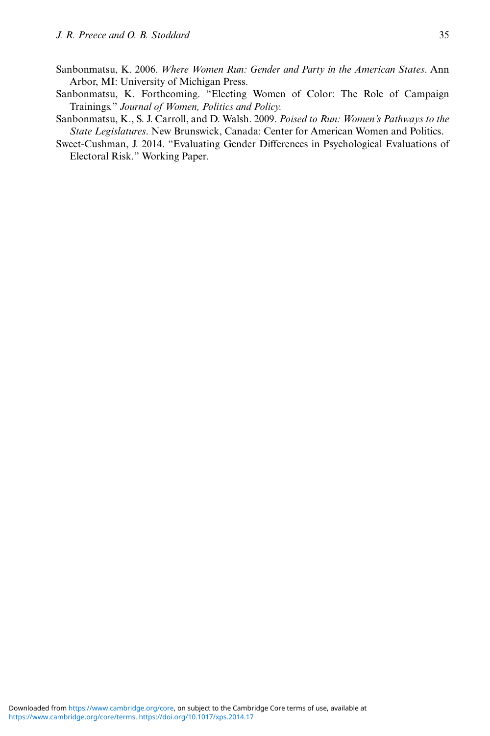Sanbonmatsu, K. 2006. *Where Women Run: Gender and Party in the American States*. Ann Arbor, MI: University of Michigan Press.

Sanbonmatsu, K. Forthcoming. "Electing Women of Color: The Role of Campaign Trainings." *Journal of Women, Politics and Policy.*

Sanbonmatsu, K., S. J. Carroll, and D. Walsh. 2009. *Poised to Run: Women's Pathways to the State Legislatures*. New Brunswick, Canada: Center for American Women and Politics.

Sweet-Cushman, J. 2014. "Evaluating Gender Differences in Psychological Evaluations of Electoral Risk." Working Paper.